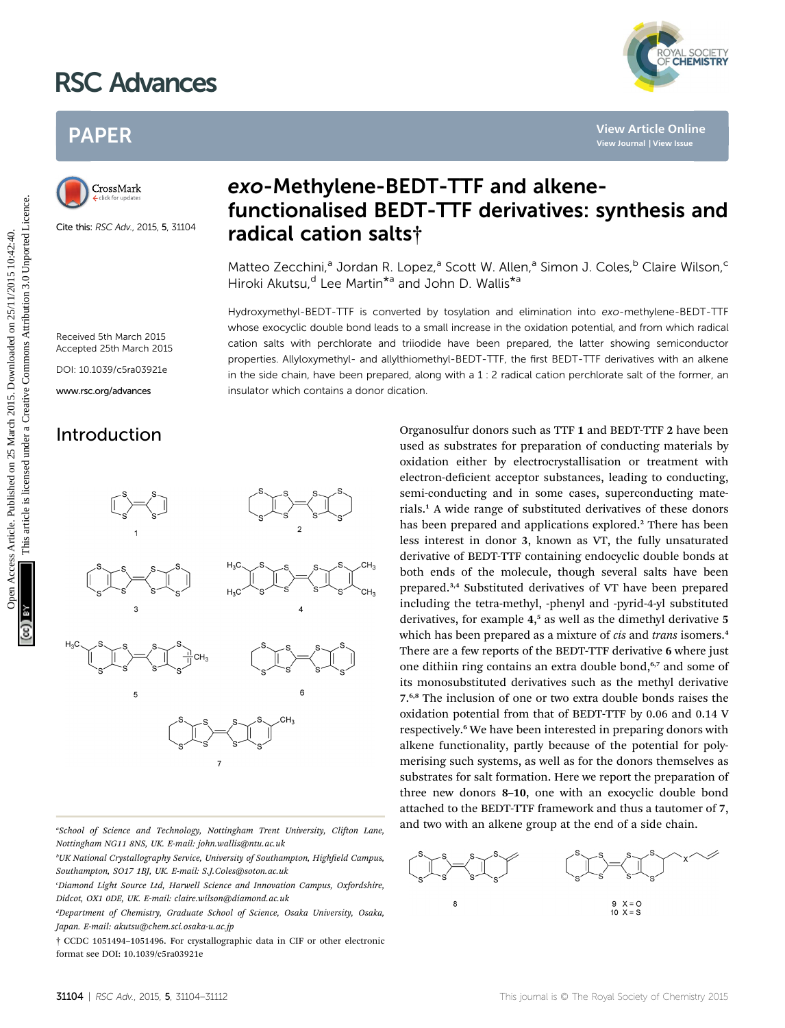# exo-Methylene-BEDT-TTF and alkene-functionalised BEDT-TTF derivatives: synthesis and radical cation salts†

Matteo Zecchini,[a] Jordan R. Lopez,[a] Scott W. Allen,[a] Simon J. Coles,[b] Claire Wilson,[c] Hiroki Akutsu,[d] Lee Martin*[a] and John D. Wallis*[a]

Cite this: RSC Adv., 2015, 5, 31104

Received 5th March 2015
Accepted 25th March 2015

DOI: 10.1039/c5ra03921e

www.rsc.org/advances

Hydroxymethyl-BEDT-TTF is converted by tosylation and elimination into *exo*-methylene-BEDT-TTF whose exocyclic double bond leads to a small increase in the oxidation potential, and from which radical cation salts with perchlorate and triiodide have been prepared, the latter showing semiconductor properties. Allyloxymethyl- and allylthiomethyl-BEDT-TTF, the first BEDT-TTF derivatives with an alkene in the side chain, have been prepared, along with a 1 : 2 radical cation perchlorate salt of the former, an insulator which contains a donor dication.

## Introduction

Organosulfur donors such as TTF **1** and BEDT-TTF **2** have been used as substrates for preparation of conducting materials by oxidation either by electrocrystallisation or treatment with electron-deficient acceptor substances, leading to conducting, semi-conducting and in some cases, superconducting materials.[1] A wide range of substituted derivatives of these donors has been prepared and applications explored.[2] There has been less interest in donor **3**, known as VT, the fully unsaturated derivative of BEDT-TTF containing endocyclic double bonds at both ends of the molecule, though several salts have been prepared.[3,4] Substituted derivatives of VT have been prepared including the tetra-methyl, -phenyl and -pyrid-4-yl substituted derivatives, for example **4**,[5] as well as the dimethyl derivative **5** which has been prepared as a mixture of *cis* and *trans* isomers.[4] There are a few reports of the BEDT-TTF derivative **6** where just one dithiin ring contains an extra double bond,[6,7] and some of its monosubstituted derivatives such as the methyl derivative **7**.[6,8] The inclusion of one or two extra double bonds raises the oxidation potential from that of BEDT-TTF by 0.06 and 0.14 V respectively.[6] We have been interested in preparing donors with alkene functionality, partly because of the potential for polymerising such systems, as well as for the donors themselves as substrates for salt formation. Here we report the preparation of three new donors **8–10**, one with an exocyclic double bond attached to the BEDT-TTF framework and thus a tautomer of **7**, and two with an alkene group at the end of a side chain.

9 X = O
10 X = S

[a]School of Science and Technology, Nottingham Trent University, Clifton Lane, Nottingham NG11 8NS, UK. E-mail: john.wallis@ntu.ac.uk

[b]UK National Crystallography Service, University of Southampton, Highfield Campus, Southampton, SO17 1BJ, UK. E-mail: S.J.Coles@soton.ac.uk

[c]Diamond Light Source Ltd, Harwell Science and Innovation Campus, Oxfordshire, Didcot, OX1 0DE, UK. E-mail: claire.wilson@diamond.ac.uk

[d]Department of Chemistry, Graduate School of Science, Osaka University, Osaka, Japan. E-mail: akutsu@chem.sci.osaka-u.ac.jp

† CCDC 1051494–1051496. For crystallographic data in CIF or other electronic format see DOI: 10.1039/c5ra03921e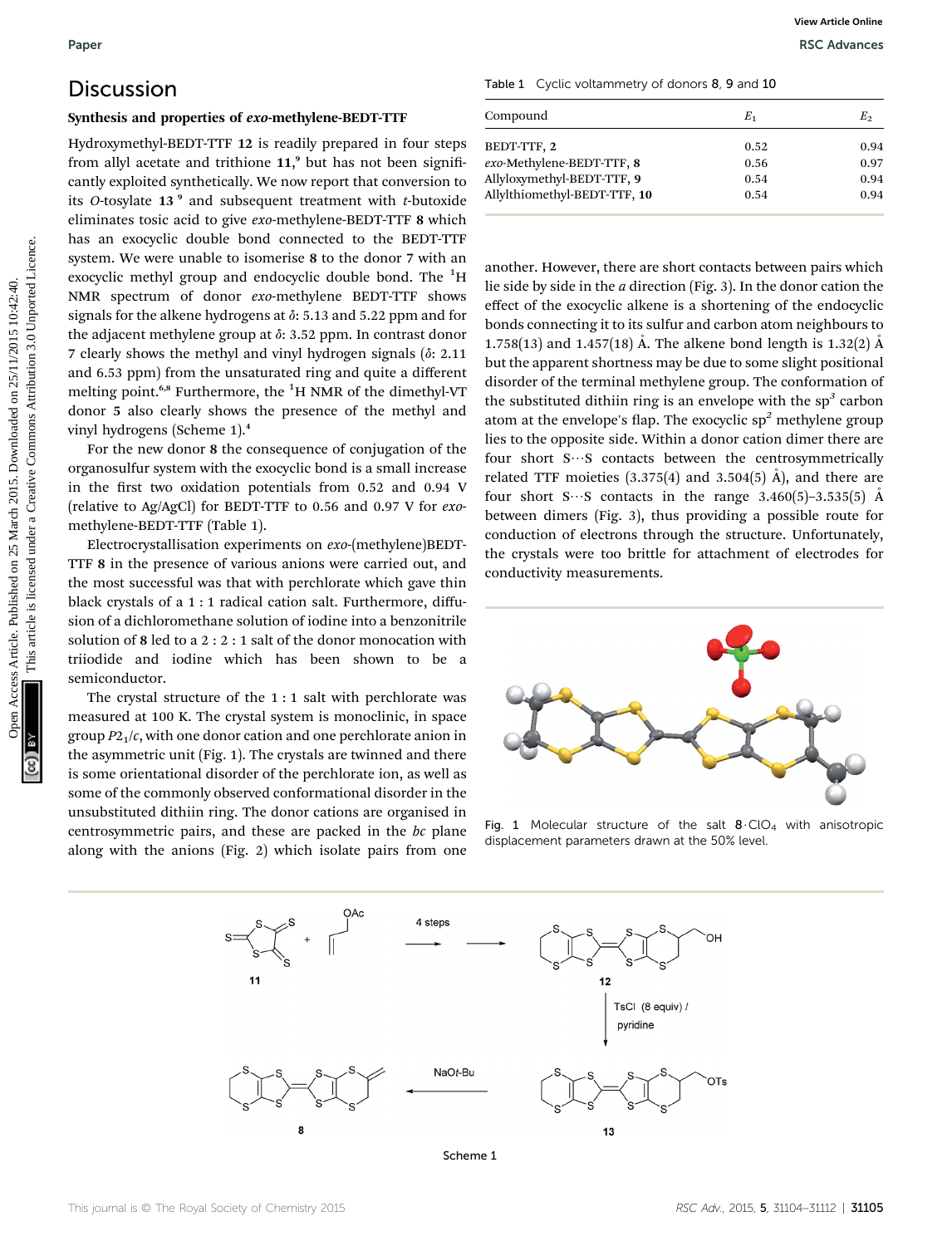## Discussion

### Synthesis and properties of *exo*-methylene-BEDT-TTF

Hydroxymethyl-BEDT-TTF **12** is readily prepared in four steps from allyl acetate and trithione **11**,[9] but has not been significantly exploited synthetically. We now report that conversion to its *O*-tosylate **13**[9] and subsequent treatment with *t*-butoxide eliminates tosic acid to give *exo*-methylene-BEDT-TTF **8** which has an exocyclic double bond connected to the BEDT-TTF system. We were unable to isomerise **8** to the donor **7** with an exocyclic methyl group and endocyclic double bond. The $^1$H NMR spectrum of donor *exo*-methylene BEDT-TTF shows signals for the alkene hydrogens at *δ*: 5.13 and 5.22 ppm and for the adjacent methylene group at *δ*: 3.52 ppm. In contrast donor **7** clearly shows the methyl and vinyl hydrogen signals (*δ*: 2.11 and 6.53 ppm) from the unsaturated ring and quite a different melting point.[6,8] Furthermore, the $^1$H NMR of the dimethyl-VT donor **5** also clearly shows the presence of the methyl and vinyl hydrogens (Scheme 1).[4]

For the new donor **8** the consequence of conjugation of the organosulfur system with the exocyclic bond is a small increase in the first two oxidation potentials from 0.52 and 0.94 V (relative to Ag/AgCl) for BEDT-TTF to 0.56 and 0.97 V for *exo*-methylene-BEDT-TTF (Table 1).

Electrocrystallisation experiments on *exo*-(methylene)BEDT-TTF **8** in the presence of various anions were carried out, and the most successful was that with perchlorate which gave thin black crystals of a 1 : 1 radical cation salt. Furthermore, diffusion of a dichloromethane solution of iodine into a benzonitrile solution of **8** led to a 2 : 2 : 1 salt of the donor monocation with triiodide and iodine which has been shown to be a semiconductor.

The crystal structure of the 1 : 1 salt with perchlorate was measured at 100 K. The crystal system is monoclinic, in space group $P2_1/c$, with one donor cation and one perchlorate anion in the asymmetric unit (Fig. 1). The crystals are twinned and there is some orientational disorder of the perchlorate ion, as well as some of the commonly observed conformational disorder in the unsubstituted dithiin ring. The donor cations are organised in centrosymmetric pairs, and these are packed in the *bc* plane along with the anions (Fig. 2) which isolate pairs from one another. However, there are short contacts between pairs which lie side by side in the *a* direction (Fig. 3). In the donor cation the effect of the exocyclic alkene is a shortening of the endocyclic bonds connecting it to its sulfur and carbon atom neighbours to 1.758(13) and 1.457(18) Å. The alkene bond length is 1.32(2) Å but the apparent shortness may be due to some slight positional disorder of the terminal methylene group. The conformation of the substituted dithiin ring is an envelope with the sp$^3$ carbon atom at the envelope's flap. The exocyclic sp$^2$ methylene group lies to the opposite side. Within a donor cation dimer there are four short S···S contacts between the centrosymmetrically related TTF moieties (3.375(4) and 3.504(5) Å), and there are four short S···S contacts in the range 3.460(5)–3.535(5) Å between dimers (Fig. 3), thus providing a possible route for conduction of electrons through the structure. Unfortunately, the crystals were too brittle for attachment of electrodes for conductivity measurements.

Table 1 Cyclic voltammetry of donors **8**, **9** and **10**

| Compound | $E_1$ | $E_2$ |
|---|---|---|
| BEDT-TTF, **2** | 0.52 | 0.94 |
| *exo*-Methylene-BEDT-TTF, **8** | 0.56 | 0.97 |
| Allyloxymethyl-BEDT-TTF, **9** | 0.54 | 0.94 |
| Allylthiomethyl-BEDT-TTF, **10** | 0.54 | 0.94 |

Fig. 1 Molecular structure of the salt **8**·$ClO_4$ with anisotropic displacement parameters drawn at the 50% level.

Scheme 1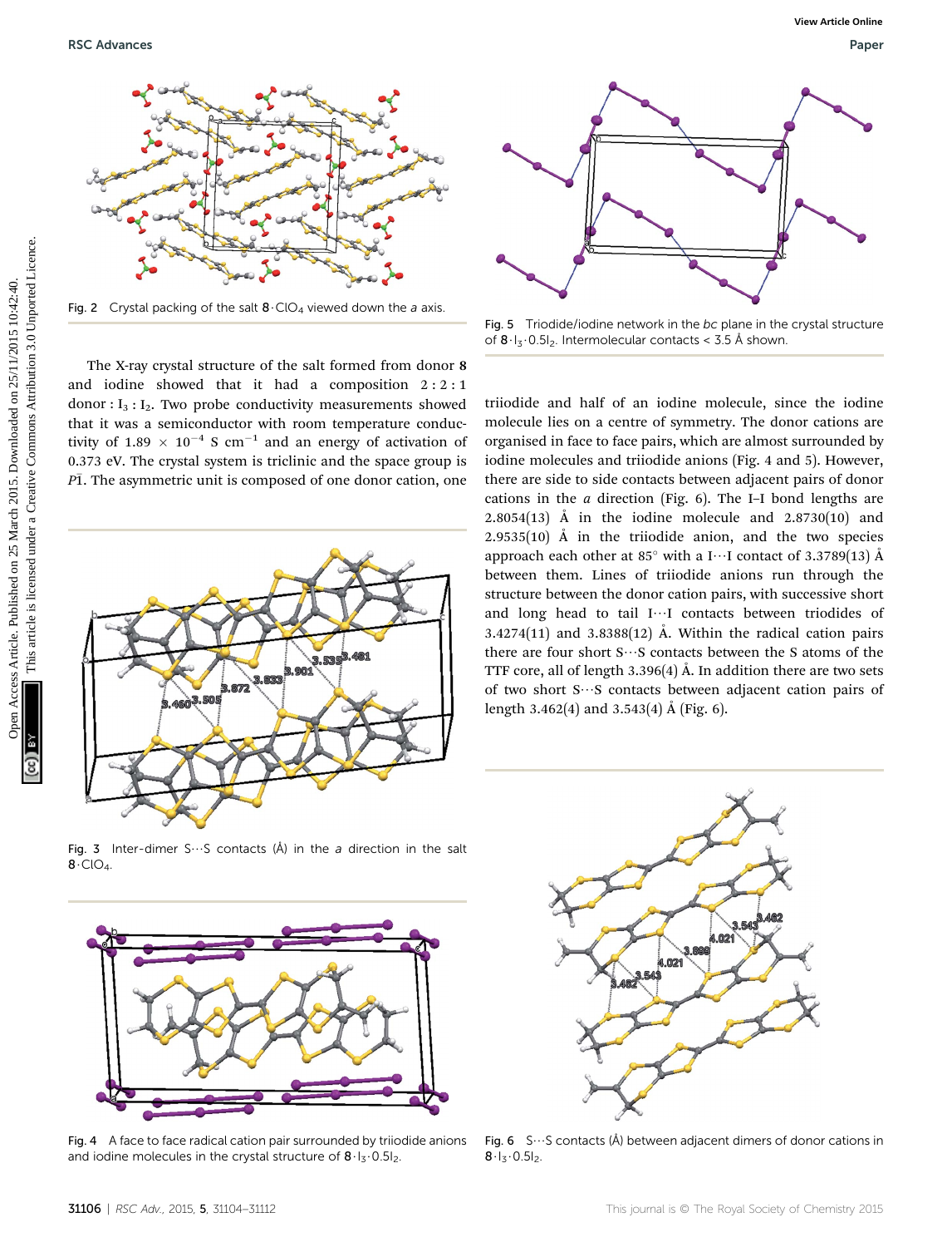Fig. 2 Crystal packing of the salt $\mathbf{8}\cdot ClO_4$ viewed down the *a* axis.

Fig. 5 Triodide/iodine network in the *bc* plane in the crystal structure of $\mathbf{8}\cdot I_3\cdot 0.5I_2$. Intermolecular contacts < 3.5 Å shown.

The X-ray crystal structure of the salt formed from donor **8** and iodine showed that it had a composition 2 : 2 : 1 donor : $I_3$ : $I_2$. Two probe conductivity measurements showed that it was a semiconductor with room temperature conductivity of $1.89 \times 10^{-4}$ S $cm^{-1}$ and an energy of activation of 0.373 eV. The crystal system is triclinic and the space group is $P\bar{1}$. The asymmetric unit is composed of one donor cation, one triiodide and half of an iodine molecule, since the iodine molecule lies on a centre of symmetry. The donor cations are organised in face to face pairs, which are almost surrounded by iodine molecules and triiodide anions (Fig. 4 and 5). However, there are side to side contacts between adjacent pairs of donor cations in the *a* direction (Fig. 6). The I–I bond lengths are 2.8054(13) Å in the iodine molecule and 2.8730(10) and 2.9535(10) Å in the triiodide anion, and the two species approach each other at 85° with a I⋯I contact of 3.3789(13) Å between them. Lines of triiodide anions run through the structure between the donor cation pairs, with successive short and long head to tail I⋯I contacts between triodides of 3.4274(11) and 3.8388(12) Å. Within the radical cation pairs there are four short S⋯S contacts between the S atoms of the TTF core, all of length 3.396(4) Å. In addition there are two sets of two short S⋯S contacts between adjacent cation pairs of length 3.462(4) and 3.543(4) Å (Fig. 6).

Fig. 3 Inter-dimer S⋯S contacts (Å) in the *a* direction in the salt $\mathbf{8}\cdot ClO_4$.

Fig. 4 A face to face radical cation pair surrounded by triiodide anions and iodine molecules in the crystal structure of $\mathbf{8}\cdot I_3\cdot 0.5I_2$.

Fig. 6 S⋯S contacts (Å) between adjacent dimers of donor cations in $\mathbf{8}\cdot I_3\cdot 0.5I_2$.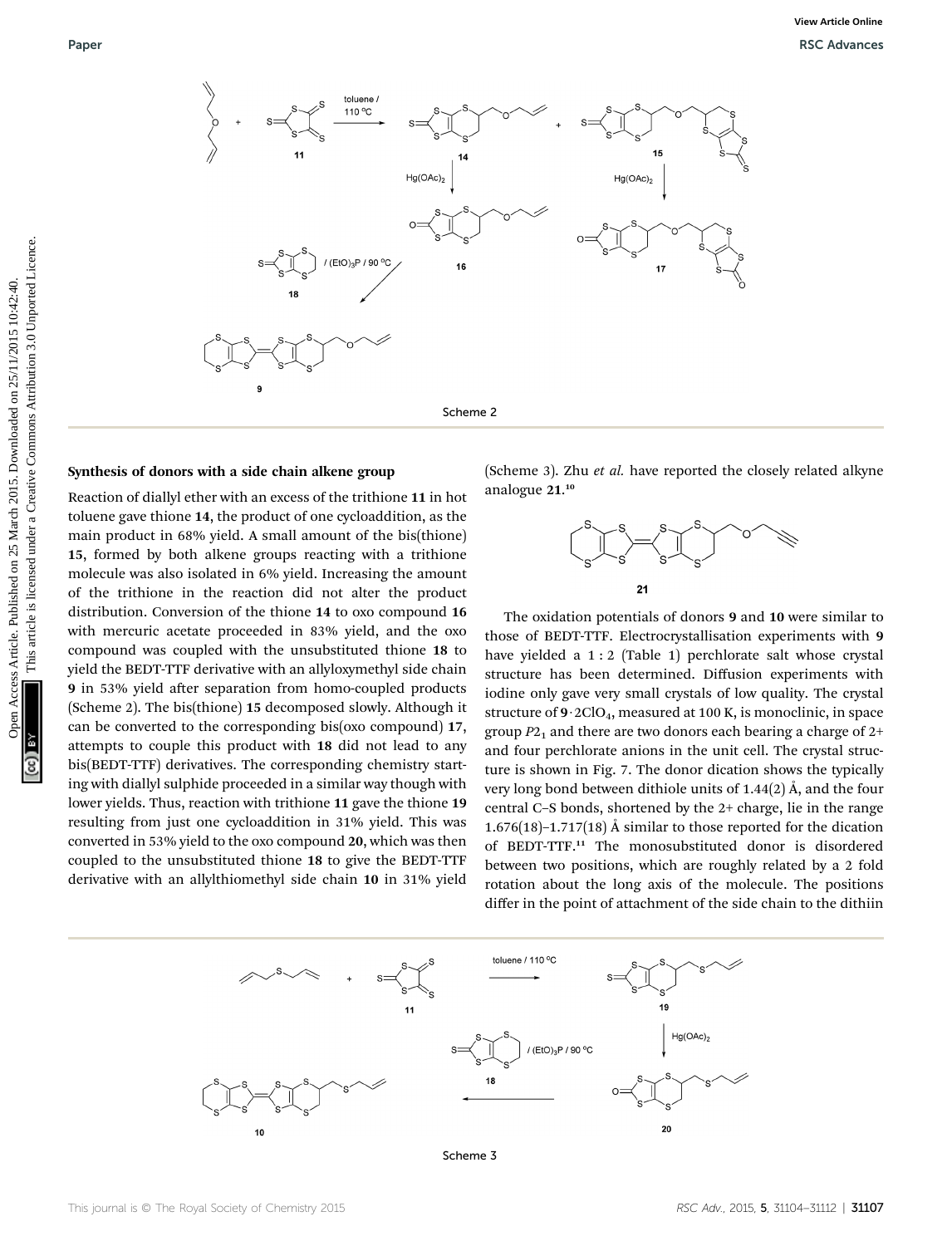Scheme 2

## Synthesis of donors with a side chain alkene group

Reaction of diallyl ether with an excess of the trithione **11** in hot toluene gave thione **14**, the product of one cycloaddition, as the main product in 68% yield. A small amount of the bis(thione) **15**, formed by both alkene groups reacting with a trithione molecule was also isolated in 6% yield. Increasing the amount of the trithione in the reaction did not alter the product distribution. Conversion of the thione **14** to oxo compound **16** with mercuric acetate proceeded in 83% yield, and the oxo compound was coupled with the unsubstituted thione **18** to yield the BEDT-TTF derivative with an allyloxymethyl side chain **9** in 53% yield after separation from homo-coupled products (Scheme 2). The bis(thione) **15** decomposed slowly. Although it can be converted to the corresponding bis(oxo compound) **17**, attempts to couple this product with **18** did not lead to any bis(BEDT-TTF) derivatives. The corresponding chemistry starting with diallyl sulphide proceeded in a similar way though with lower yields. Thus, reaction with trithione **11** gave the thione **19** resulting from just one cycloaddition in 31% yield. This was converted in 53% yield to the oxo compound **20**, which was then coupled to the unsubstituted thione **18** to give the BEDT-TTF derivative with an allylthiomethyl side chain **10** in 31% yield (Scheme 3). Zhu *et al.* have reported the closely related alkyne analogue **21**.[10]

The oxidation potentials of donors **9** and **10** were similar to those of BEDT-TTF. Electrocrystallisation experiments with **9** have yielded a 1 : 2 (Table 1) perchlorate salt whose crystal structure has been determined. Diffusion experiments with iodine only gave very small crystals of low quality. The crystal structure of $\mathbf{9}\cdot 2ClO_4$, measured at 100 K, is monoclinic, in space group $P2_1$ and there are two donors each bearing a charge of 2+ and four perchlorate anions in the unit cell. The crystal structure is shown in Fig. 7. The donor dication shows the typically very long bond between dithiole units of 1.44(2) Å, and the four central C–S bonds, shortened by the 2+ charge, lie in the range 1.676(18)–1.717(18) Å similar to those reported for the dication of BEDT-TTF.[11] The monosubstituted donor is disordered between two positions, which are roughly related by a 2 fold rotation about the long axis of the molecule. The positions differ in the point of attachment of the side chain to the dithiin

Scheme 3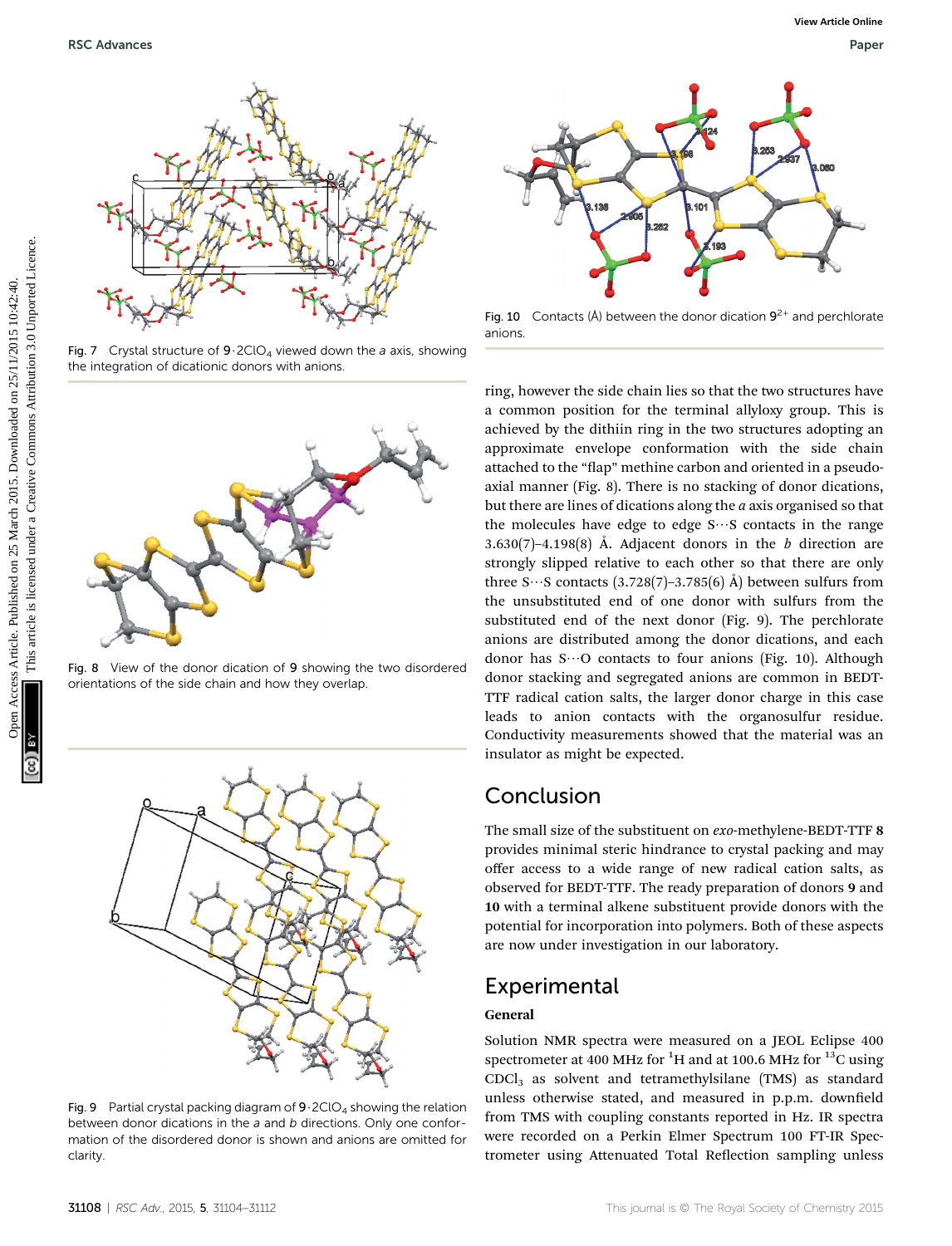Fig. 7 Crystal structure of $9 \cdot 2ClO_4$ viewed down the *a* axis, showing the integration of dicationic donors with anions.

Fig. 8 View of the donor dication of 9 showing the two disordered orientations of the side chain and how they overlap.

Fig. 9 Partial crystal packing diagram of $9 \cdot 2ClO_4$ showing the relation between donor dications in the *a* and *b* directions. Only one conformation of the disordered donor is shown and anions are omitted for clarity.

Fig. 10 Contacts (Å) between the donor dication $9^{2+}$ and perchlorate anions.

ring, however the side chain lies so that the two structures have a common position for the terminal allyloxy group. This is achieved by the dithiin ring in the two structures adopting an approximate envelope conformation with the side chain attached to the "flap" methine carbon and oriented in a pseudo-axial manner (Fig. 8). There is no stacking of donor dications, but there are lines of dications along the *a* axis organised so that the molecules have edge to edge S⋯S contacts in the range 3.630(7)–4.198(8) Å. Adjacent donors in the *b* direction are strongly slipped relative to each other so that there are only three S⋯S contacts (3.728(7)–3.785(6) Å) between sulfurs from the unsubstituted end of one donor with sulfurs from the substituted end of the next donor (Fig. 9). The perchlorate anions are distributed among the donor dications, and each donor has S⋯O contacts to four anions (Fig. 10). Although donor stacking and segregated anions are common in BEDT-TTF radical cation salts, the larger donor charge in this case leads to anion contacts with the organosulfur residue. Conductivity measurements showed that the material was an insulator as might be expected.

## Conclusion

The small size of the substituent on *exo*-methylene-BEDT-TTF **8** provides minimal steric hindrance to crystal packing and may offer access to a wide range of new radical cation salts, as observed for BEDT-TTF. The ready preparation of donors **9** and **10** with a terminal alkene substituent provide donors with the potential for incorporation into polymers. Both of these aspects are now under investigation in our laboratory.

## Experimental

### General

Solution NMR spectra were measured on a JEOL Eclipse 400 spectrometer at 400 MHz for $^{1}H$ and at 100.6 MHz for $^{13}C$ using $CDCl_3$ as solvent and tetramethylsilane (TMS) as standard unless otherwise stated, and measured in p.p.m. downfield from TMS with coupling constants reported in Hz. IR spectra were recorded on a Perkin Elmer Spectrum 100 FT-IR Spectrometer using Attenuated Total Reflection sampling unless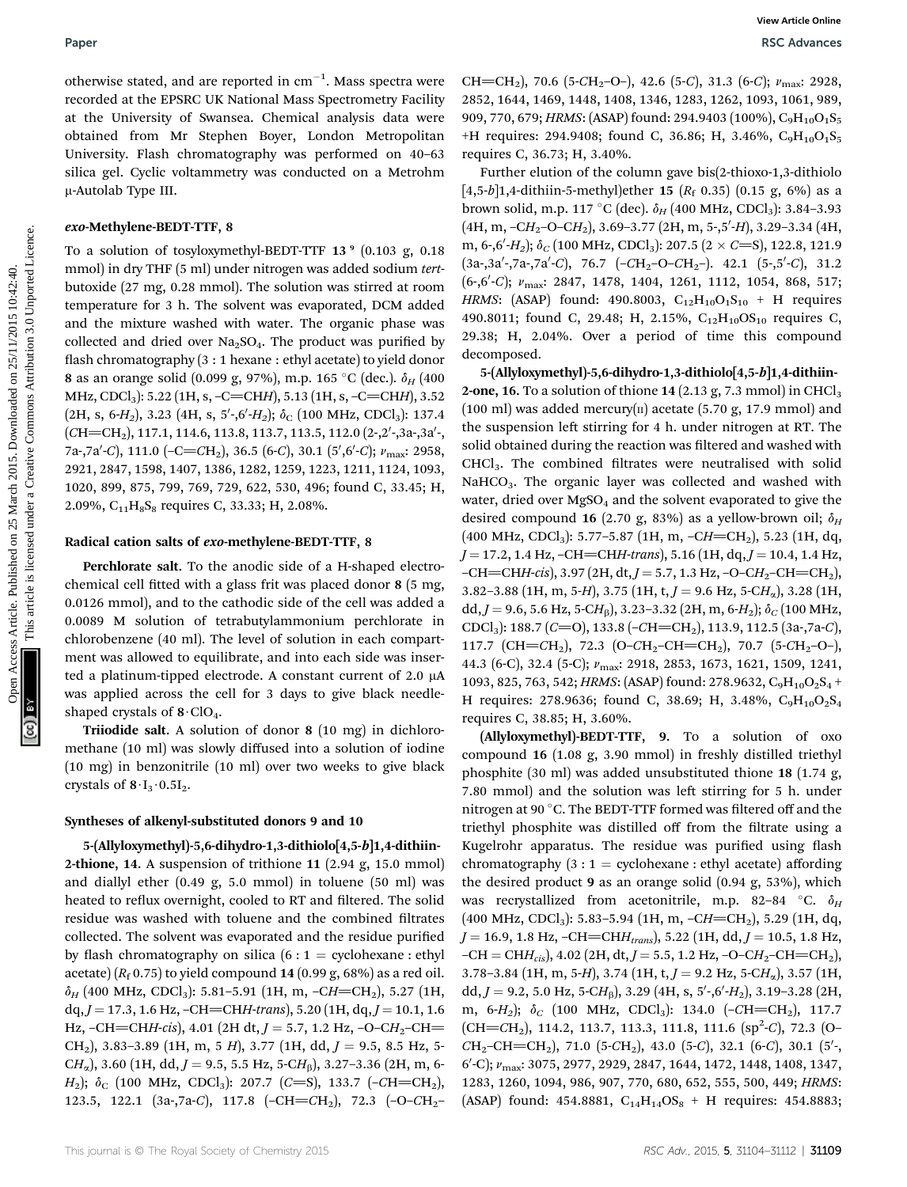otherwise stated, and are reported in $cm^{-1}$. Mass spectra were recorded at the EPSRC UK National Mass Spectrometry Facility at the University of Swansea. Chemical analysis data were obtained from Mr Stephen Boyer, London Metropolitan University. Flash chromatography was performed on 40–63 silica gel. Cyclic voltammetry was conducted on a Metrohm μ-Autolab Type III.

### *exo*-Methylene-BEDT-TTF, 8

To a solution of tosyloxymethyl-BEDT-TTF **13** [9] (0.103 g, 0.18 mmol) in dry THF (5 ml) under nitrogen was added sodium *tert*-butoxide (27 mg, 0.28 mmol). The solution was stirred at room temperature for 3 h. The solvent was evaporated, DCM added and the mixture washed with water. The organic phase was collected and dried over $Na_2SO_4$. The product was purified by flash chromatography (3 : 1 hexane : ethyl acetate) to yield donor **8** as an orange solid (0.099 g, 97%), m.p. 165 °C (dec.). $\delta_H$ (400 MHz, $CDCl_3$): 5.22 (1H, s, –C=CH*H*), 5.13 (1H, s, –C=CH*H*), 3.52 (2H, s, 6-$H_2$), 3.23 (4H, s, 5′-,6′-$H_2$); $\delta_C$ (100 MHz, $CDCl_3$): 137.4 (*C*H=CH$_2$), 117.1, 114.6, 113.8, 113.7, 113.5, 112.0 (2-,2′-,3a-,3a′-, 7a-,7a′-*C*), 111.0 (–C=*C*H$_2$), 36.5 (6-*C*), 30.1 (5′,6′-*C*); $\nu_{max}$: 2958, 2921, 2847, 1598, 1407, 1386, 1282, 1259, 1223, 1211, 1124, 1093, 1020, 899, 875, 799, 769, 729, 622, 530, 496; found C, 33.45; H, 2.09%, $C_{11}H_8S_8$ requires C, 33.33; H, 2.08%.

### Radical cation salts of *exo*-methylene-BEDT-TTF, 8

**Perchlorate salt.** To the anodic side of a H-shaped electrochemical cell fitted with a glass frit was placed donor **8** (5 mg, 0.0126 mmol), and to the cathodic side of the cell was added a 0.0089 M solution of tetrabutylammonium perchlorate in chlorobenzene (40 ml). The level of solution in each compartment was allowed to equilibrate, and into each side was inserted a platinum-tipped electrode. A constant current of 2.0 μA was applied across the cell for 3 days to give black needle-shaped crystals of **8**·$ClO_4$.

**Triiodide salt.** A solution of donor **8** (10 mg) in dichloromethane (10 ml) was slowly diffused into a solution of iodine (10 mg) in benzonitrile (10 ml) over two weeks to give black crystals of **8**·$I_3$·$0.5I_2$.

### Syntheses of alkenyl-substituted donors 9 and 10

**5-(Allyloxymethyl)-5,6-dihydro-1,3-dithiolo[4,5-*b*]1,4-dithiin-2-thione, 14.** A suspension of trithione **11** (2.94 g, 15.0 mmol) and diallyl ether (0.49 g, 5.0 mmol) in toluene (50 ml) was heated to reflux overnight, cooled to RT and filtered. The solid residue was washed with toluene and the combined filtrates collected. The solvent was evaporated and the residue purified by flash chromatography on silica (6 : 1 = cyclohexane : ethyl acetate) ($R_f$ 0.75) to yield compound **14** (0.99 g, 68%) as a red oil. $\delta_H$ (400 MHz, $CDCl_3$): 5.81–5.91 (1H, m, –C*H*=CH$_2$), 5.27 (1H, dq, *J* = 17.3, 1.6 Hz, –CH=CH*H*-*trans*), 5.20 (1H, dq, *J* = 10.1, 1.6 Hz, –CH=CH*H*-*cis*), 4.01 (2H dt, *J* = 5.7, 1.2 Hz, –O–C*H*$_2$–CH=CH$_2$), 3.83–3.89 (1H, m, 5 *H*), 3.77 (1H, dd, *J* = 9.5, 8.5 Hz, 5-C*H*$_\alpha$), 3.60 (1H, dd, *J* = 9.5, 5.5 Hz, 5-C*H*$_\beta$), 3.27–3.36 (2H, m, 6-*H*$_2$); $\delta_C$ (100 MHz, $CDCl_3$): 207.7 (*C*=S), 133.7 (–*C*H=CH$_2$), 123.5, 122.1 (3a-,7a-*C*), 117.8 (–CH=*C*H$_2$), 72.3 (–O–*C*H$_2$–CH=CH$_2$), 70.6 (5-*C*H$_2$–O–), 42.6 (5-*C*), 31.3 (6-*C*); $\nu_{max}$: 2928, 2852, 1644, 1469, 1448, 1408, 1346, 1283, 1262, 1093, 1061, 989, 909, 770, 679; *HRMS*: (ASAP) found: 294.9403 (100%), $C_9H_{10}O_1S_5$ +H requires: 294.9408; found C, 36.86; H, 3.46%, $C_9H_{10}O_1S_5$ requires C, 36.73; H, 3.40%.

Further elution of the column gave bis(2-thioxo-1,3-dithiolo[4,5-*b*]1,4-dithiin-5-methyl)ether **15** ($R_f$ 0.35) (0.15 g, 6%) as a brown solid, m.p. 117 °C (dec). $\delta_H$ (400 MHz, $CDCl_3$): 3.84–3.93 (4H, m, –C*H*$_2$–O–C*H*$_2$), 3.69–3.77 (2H, m, 5-,5′-*H*), 3.29–3.34 (4H, m, 6-,6′-*H*$_2$); $\delta_C$ (100 MHz, $CDCl_3$): 207.5 (2 × *C*=S), 122.8, 121.9 (3a-,3a′-,7a-,7a′-*C*), 76.7 (–*C*H$_2$–O–*C*H$_2$–). 42.1 (5-,5′-*C*), 31.2 (6-,6′-*C*); $\nu_{max}$: 2847, 1478, 1404, 1261, 1112, 1054, 868, 517; *HRMS*: (ASAP) found: 490.8003, $C_{12}H_{10}O_1S_{10}$ + H requires 490.8011; found C, 29.48; H, 2.15%, $C_{12}H_{10}OS_{10}$ requires C, 29.38; H, 2.04%. Over a period of time this compound decomposed.

**5-(Allyloxymethyl)-5,6-dihydro-1,3-dithiolo[4,5-*b*]1,4-dithiin-2-one, 16.** To a solution of thione **14** (2.13 g, 7.3 mmol) in $CHCl_3$ (100 ml) was added mercury(II) acetate (5.70 g, 17.9 mmol) and the suspension left stirring for 4 h. under nitrogen at RT. The solid obtained during the reaction was filtered and washed with $CHCl_3$. The combined filtrates were neutralised with solid $NaHCO_3$. The organic layer was collected and washed with water, dried over $MgSO_4$ and the solvent evaporated to give the desired compound **16** (2.70 g, 83%) as a yellow-brown oil; $\delta_H$ (400 MHz, $CDCl_3$): 5.77–5.87 (1H, m, –C*H*=CH$_2$), 5.23 (1H, dq, *J* = 17.2, 1.4 Hz, –CH=CH*H*-*trans*), 5.16 (1H, dq, *J* = 10.4, 1.4 Hz, –CH=CH*H*-*cis*), 3.97 (2H, dt, *J* = 5.7, 1.3 Hz, –O–C*H*$_2$–CH=CH$_2$), 3.82–3.88 (1H, m, 5-*H*), 3.75 (1H, t, *J* = 9.6 Hz, 5-C*H*$_\alpha$), 3.28 (1H, dd, *J* = 9.6, 5.6 Hz, 5-C*H*$_\beta$), 3.23–3.32 (2H, m, 6-*H*$_2$); $\delta_C$ (100 MHz, $CDCl_3$): 188.7 (*C*=O), 133.8 (–*C*H=CH$_2$), 113.9, 112.5 (3a-,7a-*C*), 117.7 (CH=*C*H$_2$), 72.3 (O–*C*H$_2$–CH=CH$_2$), 70.7 (5-*C*H$_2$–O–), 44.3 (6-C), 32.4 (5-C); $\nu_{max}$: 2918, 2853, 1673, 1621, 1509, 1241, 1093, 825, 763, 542; *HRMS*: (ASAP) found: 278.9632, $C_9H_{10}O_2S_4$ + H requires: 278.9636; found C, 38.69; H, 3.48%, $C_9H_{10}O_2S_4$ requires C, 38.85; H, 3.60%.

**(Allyloxymethyl)-BEDT-TTF, 9.** To a solution of oxo compound **16** (1.08 g, 3.90 mmol) in freshly distilled triethyl phosphite (30 ml) was added unsubstituted thione **18** (1.74 g, 7.80 mmol) and the solution was left stirring for 5 h. under nitrogen at 90 °C. The BEDT-TTF formed was filtered off and the triethyl phosphite was distilled off from the filtrate using a Kugelrohr apparatus. The residue was purified using flash chromatography (3 : 1 = cyclohexane : ethyl acetate) affording the desired product **9** as an orange solid (0.94 g, 53%), which was recrystallized from acetonitrile, m.p. 82–84 °C. $\delta_H$ (400 MHz, $CDCl_3$): 5.83–5.94 (1H, m, –C*H*=CH$_2$), 5.29 (1H, dq, *J* = 16.9, 1.8 Hz, –CH=CH*H*$_{trans}$), 5.22 (1H, dd, *J* = 10.5, 1.8 Hz, –CH = CH*H*$_{cis}$), 4.02 (2H, dt, *J* = 5.5, 1.2 Hz, –O–C*H*$_2$–CH=CH$_2$), 3.78–3.84 (1H, m, 5-*H*), 3.74 (1H, t, *J* = 9.2 Hz, 5-C*H*$_\alpha$), 3.57 (1H, dd, *J* = 9.2, 5.0 Hz, 5-C*H*$_\beta$), 3.29 (4H, s, 5′-,6′-*H*$_2$), 3.19–3.28 (2H, m, 6-*H*$_2$); $\delta_C$ (100 MHz, $CDCl_3$): 134.0 (–*C*H=CH$_2$), 117.7 (CH=*C*H$_2$), 114.2, 113.7, 113.3, 111.8, 111.6 ($sp^2$-*C*), 72.3 (O–*C*H$_2$–CH=CH$_2$), 71.0 (5-*C*H$_2$), 43.0 (5-*C*), 32.1 (6-*C*), 30.1 (5′-, 6′-C); $\nu_{max}$: 3075, 2977, 2929, 2847, 1644, 1472, 1448, 1408, 1347, 1283, 1260, 1094, 986, 907, 770, 680, 652, 555, 500, 449; *HRMS*: (ASAP) found: 454.8881, $C_{14}H_{14}OS_8$ + H requires: 454.8883;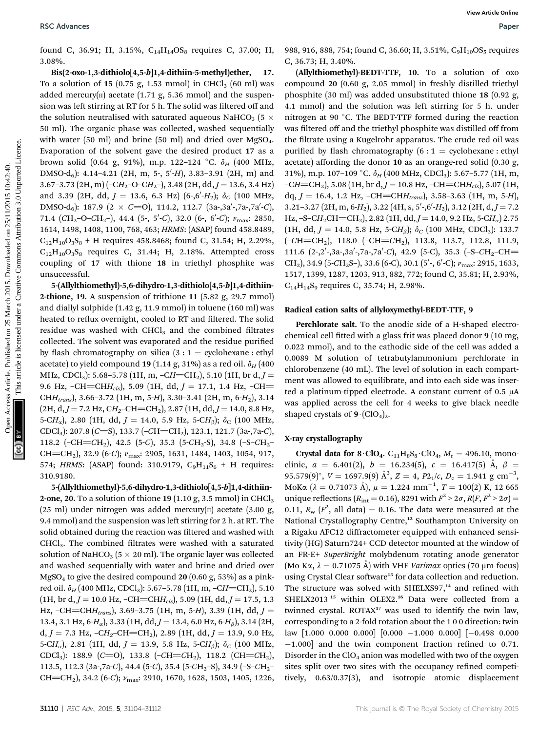found C, 36.91; H, 3.15%, $C_{14}H_{14}OS_8$ requires C, 37.00; H, 3.08%.

**Bis(2-oxo-1,3-dithiolo[4,5-*b*]1,4-dithiin-5-methyl)ether, 17.** To a solution of **15** (0.75 g, 1.53 mmol) in $CHCl_3$ (60 ml) was added mercury(II) acetate (1.71 g, 5.36 mmol) and the suspension was left stirring at RT for 5 h. The solid was filtered off and the solution neutralised with saturated aqueous $NaHCO_3$ (5 × 50 ml). The organic phase was collected, washed sequentially with water (50 ml) and brine (50 ml) and dried over $MgSO_4$. Evaporation of the solvent gave the desired product **17** as a brown solid (0.64 g, 91%), m.p. 122–124 °C. $\delta_H$ (400 MHz, DMSO-$d_6$): 4.14–4.21 (2H, m, 5-, 5′-*H*), 3.83–3.91 (2H, m) and 3.67–3.73 (2H, m) (–C$H_2$–O–C$H_2$–), 3.48 (2H, dd, *J* = 13.6, 3.4 Hz) and 3.39 (2H, dd, *J* = 13.6, 6.3 Hz) (6-,6′-$H_2$); $\delta_C$ (100 MHz, DMSO-$d_6$): 187.9 (2 × *C*=O), 114.2, 112.7 (3a-,3a′-,7a-,7a′-*C*), 71.4 ($CH_2$–O–$CH_2$–), 44.4 (5-, 5′-*C*), 32.0 (6-, 6′-*C*); $\nu_{max}$: 2850, 1614, 1498, 1408, 1100, 768, 463; *HRMS*: (ASAP) found 458.8489, $C_{12}H_{10}O_3S_8$ + H requires 458.8468; found C, 31.54; H, 2.29%, $C_{12}H_{10}O_3S_8$ requires C, 31.44; H, 2.18%. Attempted cross coupling of **17** with thione **18** in triethyl phosphite was unsuccessful.

**5-(Allylthiomethyl)-5,6-dihydro-1,3-dithiolo[4,5-*b*]1,4-dithiin-2-thione, 19.** A suspension of trithione **11** (5.82 g, 29.7 mmol) and diallyl sulphide (1.42 g, 11.9 mmol) in toluene (160 ml) was heated to reflux overnight, cooled to RT and filtered. The solid residue was washed with $CHCl_3$ and the combined filtrates collected. The solvent was evaporated and the residue purified by flash chromatography on silica (3 : 1 = cyclohexane : ethyl acetate) to yield compound **19** (1.14 g, 31%) as a red oil. $\delta_H$ (400 MHz, $CDCl_3$): 5.68–5.78 (1H, m, –C*H*=$CH_2$), 5.10 (1H, br d, *J* = 9.6 Hz, –CH=CH$H_{cis}$), 5.09 (1H, dd, *J* = 17.1, 1.4 Hz, –CH=CH$H_{trans}$), 3.66–3.72 (1H, m, 5-*H*), 3.30–3.41 (2H, m, 6-$H_2$), 3.14 (2H, d, *J* = 7.2 Hz, C$H_2$–CH=$CH_2$), 2.87 (1H, dd, *J* = 14.0, 8.8 Hz, 5-C$H_\alpha$), 2.80 (1H, dd, *J* = 14.0, 5.9 Hz, 5-C$H_\beta$); $\delta_C$ (100 MHz, $CDCl_3$): 207.8 (*C*=S), 133.7 (–*C*H=$CH_2$), 123.1, 121.7 (3a-,7a-*C*), 118.2 (–CH=*C*$H_2$), 42.5 (5-*C*), 35.3 (5-*C*$H_2$-S), 34.8 (–S–*C*$H_2$–CH=$CH_2$), 32.9 (6-*C*); $\nu_{max}$: 2905, 1631, 1484, 1403, 1054, 917, 574; *HRMS*: (ASAP) found: 310.9179, $C_9H_{11}S_6$ + H requires: 310.9180.

**5-(Allylthiomethyl)-5,6-dihydro-1,3-dithiolo[4,5-*b*]1,4-dithiin-2-one, 20.** To a solution of thione **19** (1.10 g, 3.5 mmol) in $CHCl_3$ (25 ml) under nitrogen was added mercury(II) acetate (3.00 g, 9.4 mmol) and the suspension was left stirring for 2 h. at RT. The solid obtained during the reaction was filtered and washed with $CHCl_3$. The combined filtrates were washed with a saturated solution of $NaHCO_3$ (5 × 20 ml). The organic layer was collected and washed sequentially with water and brine and dried over $MgSO_4$ to give the desired compound **20** (0.60 g, 53%) as a pink-red oil. $\delta_H$ (400 MHz, $CDCl_3$): 5.67–5.78 (1H, m, –C*H*=$CH_2$), 5.10 (1H, br d, *J* = 10.0 Hz, –CH=CH$H_{cis}$), 5.09 (1H, dd, *J* = 17.5, 1.3 Hz, –CH=CH$H_{trans}$), 3.69–3.75 (1H, m, 5-*H*), 3.39 (1H, dd, *J* = 13.4, 3.1 Hz, 6-$H_\alpha$), 3.33 (1H, dd, *J* = 13.4, 6.0 Hz, 6-$H_\beta$), 3.14 (2H, d, *J* = 7.3 Hz, –C$H_2$–CH=$CH_2$), 2.89 (1H, dd, *J* = 13.9, 9.0 Hz, 5-C$H_\alpha$), 2.81 (1H, dd, *J* = 13.9, 5.8 Hz, 5-C$H_\beta$); $\delta_C$ (100 MHz, $CDCl_3$): 188.9 (*C*=O), 133.8 (–*C*H=$CH_2$), 118.2 (CH=*C*$H_2$), 113.5, 112.3 (3a-,7a-*C*), 44.4 (5-*C*), 35.4 (5-*C*$H_2$–S), 34.9 (–S–*C*$H_2$–CH=$CH_2$), 34.2 (6-*C*); $\nu_{max}$: 2910, 1670, 1628, 1503, 1405, 1226, 988, 916, 888, 754; found C, 36.60; H, 3.51%, $C_9H_{10}OS_5$ requires C, 36.73; H, 3.40%.

**(Allylthiomethyl)-BEDT-TTF, 10.** To a solution of oxo compound **20** (0.60 g, 2.05 mmol) in freshly distilled triethyl phosphite (30 ml) was added unsubstituted thione **18** (0.92 g, 4.1 mmol) and the solution was left stirring for 5 h. under nitrogen at 90 °C. The BEDT-TTF formed during the reaction was filtered off and the triethyl phosphite was distilled off from the filtrate using a Kugelrohr apparatus. The crude red oil was purified by flash chromatography (6 : 1 = cyclohexane : ethyl acetate) affording the donor **10** as an orange-red solid (0.30 g, 31%), m.p. 107–109 °C. $\delta_H$ (400 MHz, $CDCl_3$): 5.67–5.77 (1H, m, –C*H*=$CH_2$), 5.08 (1H, br d, *J* = 10.8 Hz, –CH=CH$H_{cis}$), 5.07 (1H, dq, *J* = 16.4, 1.2 Hz, –CH=CH$H_{trans}$), 3.58–3.63 (1H, m, 5-*H*), 3.21–3.27 (2H, m, 6-$H_2$), 3.22 (4H, s, 5′-,6′-$H_2$), 3.12 (2H, d, *J* = 7.2 Hz, –S–C$H_2$CH=$CH_2$), 2.82 (1H, dd, *J* = 14.0, 9.2 Hz, 5-C$H_\alpha$) 2.75 (1H, dd, *J* = 14.0, 5.8 Hz, 5-C$H_\beta$); $\delta_C$ (100 MHz, $CDCl_3$): 133.7 (–*C*H=$CH_2$), 118.0 (–CH=*C*$H_2$), 113.8, 113.7, 112.8, 111.9, 111.6 (2-,2′-,3a-,3a′-,7a-,7a′-*C*), 42.9 (5-*C*), 35.3 (–S–*C*$H_2$–CH=$CH_2$), 34.9 (5-*C*$H_2$S–), 33.6 (6-*C*), 30.1 (5′-, 6′-*C*); $\nu_{max}$: 2915, 1633, 1517, 1399, 1287, 1203, 913, 882, 772; found C, 35.81; H, 2.93%, $C_{14}H_{14}S_9$ requires C, 35.74; H, 2.98%.

## Radical cation salts of allyloxymethyl-BEDT-TTF, 9

**Perchlorate salt.** To the anodic side of a H-shaped electrochemical cell fitted with a glass frit was placed donor **9** (10 mg, 0.022 mmol), and to the cathodic side of the cell was added a 0.0089 M solution of tetrabutylammonium perchlorate in chlorobenzene (40 mL). The level of solution in each compartment was allowed to equilibrate, and into each side was inserted a platinum-tipped electrode. A constant current of 0.5 μA was applied across the cell for 4 weeks to give black needle shaped crystals of $\mathbf{9}\cdot(ClO_4)_2$.

## X-ray crystallography

**Crystal data for $\mathbf{8}\cdot ClO_4$.** $C_{11}H_8S_8\cdot ClO_4$, $M_r$ = 496.10, monoclinic, *a* = 6.401(2), *b* = 16.234(5), *c* = 16.417(5) Å, β = 95.579(9)°, *V* = 1697.9(9) Å$^3$, *Z* = 4, *P*2$_1$/*c*, $D_c$ = 1.941 g cm$^{-3}$, MoKα (λ = 0.71073 Å), μ = 1.224 mm$^{-1}$, *T* = 100(2) K, 12 665 unique reflections ($R_{int}$ = 0.16), 8291 with $F^2 > 2\sigma$, $R(F, F^2 > 2\sigma)$ = 0.11, $R_w$ ($F^2$, all data) = 0.16. The data were measured at the National Crystallography Centre,[12] Southampton University on a Rigaku AFC12 diffractometer equipped with enhanced sensitivity (HG) Saturn724+ CCD detector mounted at the window of an FR-E+ *SuperBright* molybdenum rotating anode generator (Mo Kα, λ = 0.71075 Å) with VHF *Varimax* optics (70 μm focus) using Crystal Clear software[13] for data collection and reduction. The structure was solved with SHELXS97,[14] and refined with SHELX2013[15] within OLEX2.[16] Data were collected from a twinned crystal. ROTAX[17] was used to identify the twin law, corresponding to a 2-fold rotation about the 1 0 0 direction: twin law [1.000 0.000 0.000] [0.000 −1.000 0.000] [−0.498 0.000 −1.000] and the twin component fraction refined to 0.71. Disorder in the $ClO_4$ anion was modelled with two of the oxygen sites split over two sites with the occupancy refined competitively, 0.63/0.37(3), and isotropic atomic displacement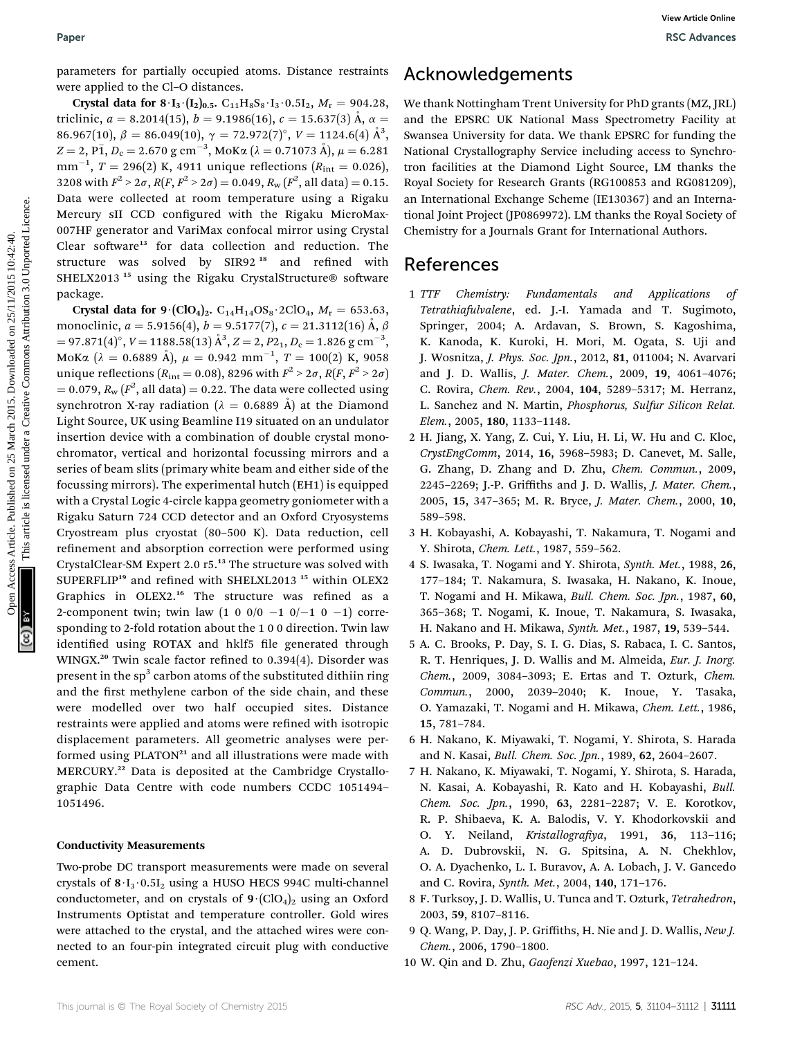parameters for partially occupied atoms. Distance restraints were applied to the Cl–O distances.

**Crystal data for 8·$I_3$·$(I_2)_{0.5}$.** $C_{11}H_8S_8\cdot I_3\cdot 0.5I_2$, $M_r$ = 904.28, triclinic, $a$ = 8.2014(15), $b$ = 9.1986(16), $c$ = 15.637(3) Å, $\alpha$ = 86.967(10), $\beta$ = 86.049(10), $\gamma$ = 72.972(7)°, $V$ = 1124.6(4) Å$^3$, $Z$ = 2, $P\bar{1}$, $D_c$ = 2.670 g cm$^{-3}$, MoKα ($\lambda$ = 0.71073 Å), $\mu$ = 6.281 mm$^{-1}$, $T$ = 296(2) K, 4911 unique reflections ($R_{int}$ = 0.026), 3208 with $F^2 > 2\sigma$, $R(F, F^2 > 2\sigma)$ = 0.049, $R_w(F^2$, all data) = 0.15. Data were collected at room temperature using a Rigaku Mercury sII CCD configured with the Rigaku MicroMax-007HF generator and VariMax confocal mirror using Crystal Clear software[13] for data collection and reduction. The structure was solved by SIR92[18] and refined with SHELX2013[15] using the Rigaku CrystalStructure® software package.

**Crystal data for 9·$(ClO_4)_2$.** $C_{14}H_{14}OS_8\cdot 2ClO_4$, $M_r$ = 653.63, monoclinic, $a$ = 5.9156(4), $b$ = 9.5177(7), $c$ = 21.3112(16) Å, $\beta$ = 97.871(4)°, $V$ = 1188.58(13) Å$^3$, $Z$ = 2, $P2_1$, $D_c$ = 1.826 g cm$^{-3}$, MoKα ($\lambda$ = 0.6889 Å), $\mu$ = 0.942 mm$^{-1}$, $T$ = 100(2) K, 9058 unique reflections ($R_{int}$ = 0.08), 8296 with $F^2 > 2\sigma$, $R(F, F^2 > 2\sigma)$ = 0.079, $R_w(F^2$, all data) = 0.22. The data were collected using synchrotron X-ray radiation ($\lambda$ = 0.6889 Å) at the Diamond Light Source, UK using Beamline I19 situated on an undulator insertion device with a combination of double crystal monochromator, vertical and horizontal focussing mirrors and a series of beam slits (primary white beam and either side of the focussing mirrors). The experimental hutch (EH1) is equipped with a Crystal Logic 4-circle kappa geometry goniometer with a Rigaku Saturn 724 CCD detector and an Oxford Cryosystems Cryostream plus cryostat (80–500 K). Data reduction, cell refinement and absorption correction were performed using CrystalClear-SM Expert 2.0 r5.[13] The structure was solved with SUPERFLIP[19] and refined with SHELXL2013[15] within OLEX2 Graphics in OLEX2.[16] The structure was refined as a 2-component twin; twin law (1 0 0/0 −1 0/−1 0 −1) corresponding to 2-fold rotation about the 1 0 0 direction. Twin law identified using ROTAX and hklf5 file generated through WINGX.[20] Twin scale factor refined to 0.394(4). Disorder was present in the sp$^3$ carbon atoms of the substituted dithiin ring and the first methylene carbon of the side chain, and these were modelled over two half occupied sites. Distance restraints were applied and atoms were refined with isotropic displacement parameters. All geometric analyses were performed using PLATON[21] and all illustrations were made with MERCURY.[22] Data is deposited at the Cambridge Crystallographic Data Centre with code numbers CCDC 1051494–1051496.

### Conductivity Measurements

Two-probe DC transport measurements were made on several crystals of 8·$I_3$·0.5$I_2$ using a HUSO HECS 994C multi-channel conductometer, and on crystals of 9·$(ClO_4)_2$ using an Oxford Instruments Optistat and temperature controller. Gold wires were attached to the crystal, and the attached wires were connected to an four-pin integrated circuit plug with conductive cement.

## Acknowledgements

We thank Nottingham Trent University for PhD grants (MZ, JRL) and the EPSRC UK National Mass Spectrometry Facility at Swansea University for data. We thank EPSRC for funding the National Crystallography Service including access to Synchrotron facilities at the Diamond Light Source, LM thanks the Royal Society for Research Grants (RG100853 and RG081209), an International Exchange Scheme (IE130367) and an International Joint Project (JP0869972). LM thanks the Royal Society of Chemistry for a Journals Grant for International Authors.

## References

1. *TTF Chemistry: Fundamentals and Applications of Tetrathiafulvalene*, ed. J.-I. Yamada and T. Sugimoto, Springer, 2004; A. Ardavan, S. Brown, S. Kagoshima, K. Kanoda, K. Kuroki, H. Mori, M. Ogata, S. Uji and J. Wosnitza, *J. Phys. Soc. Jpn.*, 2012, **81**, 011004; N. Avarvari and J. D. Wallis, *J. Mater. Chem.*, 2009, **19**, 4061–4076; C. Rovira, *Chem. Rev.*, 2004, **104**, 5289–5317; M. Herranz, L. Sanchez and N. Martin, *Phosphorus, Sulfur Silicon Relat. Elem.*, 2005, **180**, 1133–1148.
2. H. Jiang, X. Yang, Z. Cui, Y. Liu, H. Li, W. Hu and C. Kloc, *CrystEngComm*, 2014, **16**, 5968–5983; D. Canevet, M. Salle, G. Zhang, D. Zhang and D. Zhu, *Chem. Commun.*, 2009, 2245–2269; J.-P. Griffiths and J. D. Wallis, *J. Mater. Chem.*, 2005, **15**, 347–365; M. R. Bryce, *J. Mater. Chem.*, 2000, **10**, 589–598.
3. H. Kobayashi, A. Kobayashi, T. Nakamura, T. Nogami and Y. Shirota, *Chem. Lett.*, 1987, 559–562.
4. S. Iwasaka, T. Nogami and Y. Shirota, *Synth. Met.*, 1988, **26**, 177–184; T. Nakamura, S. Iwasaka, H. Nakano, K. Inoue, T. Nogami and H. Mikawa, *Bull. Chem. Soc. Jpn.*, 1987, **60**, 365–368; T. Nogami, K. Inoue, T. Nakamura, S. Iwasaka, H. Nakano and H. Mikawa, *Synth. Met.*, 1987, **19**, 539–544.
5. A. C. Brooks, P. Day, S. I. G. Dias, S. Rabaca, I. C. Santos, R. T. Henriques, J. D. Wallis and M. Almeida, *Eur. J. Inorg. Chem.*, 2009, 3084–3093; E. Ertas and T. Ozturk, *Chem. Commun.*, 2000, 2039–2040; K. Inoue, Y. Tasaka, O. Yamazaki, T. Nogami and H. Mikawa, *Chem. Lett.*, 1986, **15**, 781–784.
6. H. Nakano, K. Miyawaki, T. Nogami, Y. Shirota, S. Harada and N. Kasai, *Bull. Chem. Soc. Jpn.*, 1989, **62**, 2604–2607.
7. H. Nakano, K. Miyawaki, T. Nogami, Y. Shirota, S. Harada, N. Kasai, A. Kobayashi, R. Kato and H. Kobayashi, *Bull. Chem. Soc. Jpn.*, 1990, **63**, 2281–2287; V. E. Korotkov, R. P. Shibaeva, K. A. Balodis, V. Y. Khodorkovskii and O. Y. Neiland, *Kristallografiya*, 1991, **36**, 113–116; A. D. Dubrovskii, N. G. Spitsina, A. N. Chekhlov, O. A. Dyachenko, L. I. Buravov, A. A. Lobach, J. V. Gancedo and C. Rovira, *Synth. Met.*, 2004, **140**, 171–176.
8. F. Turksoy, J. D. Wallis, U. Tunca and T. Ozturk, *Tetrahedron*, 2003, **59**, 8107–8116.
9. Q. Wang, P. Day, J. P. Griffiths, H. Nie and J. D. Wallis, *New J. Chem.*, 2006, 1790–1800.
10. W. Qin and D. Zhu, *Gaofenzi Xuebao*, 1997, 121–124.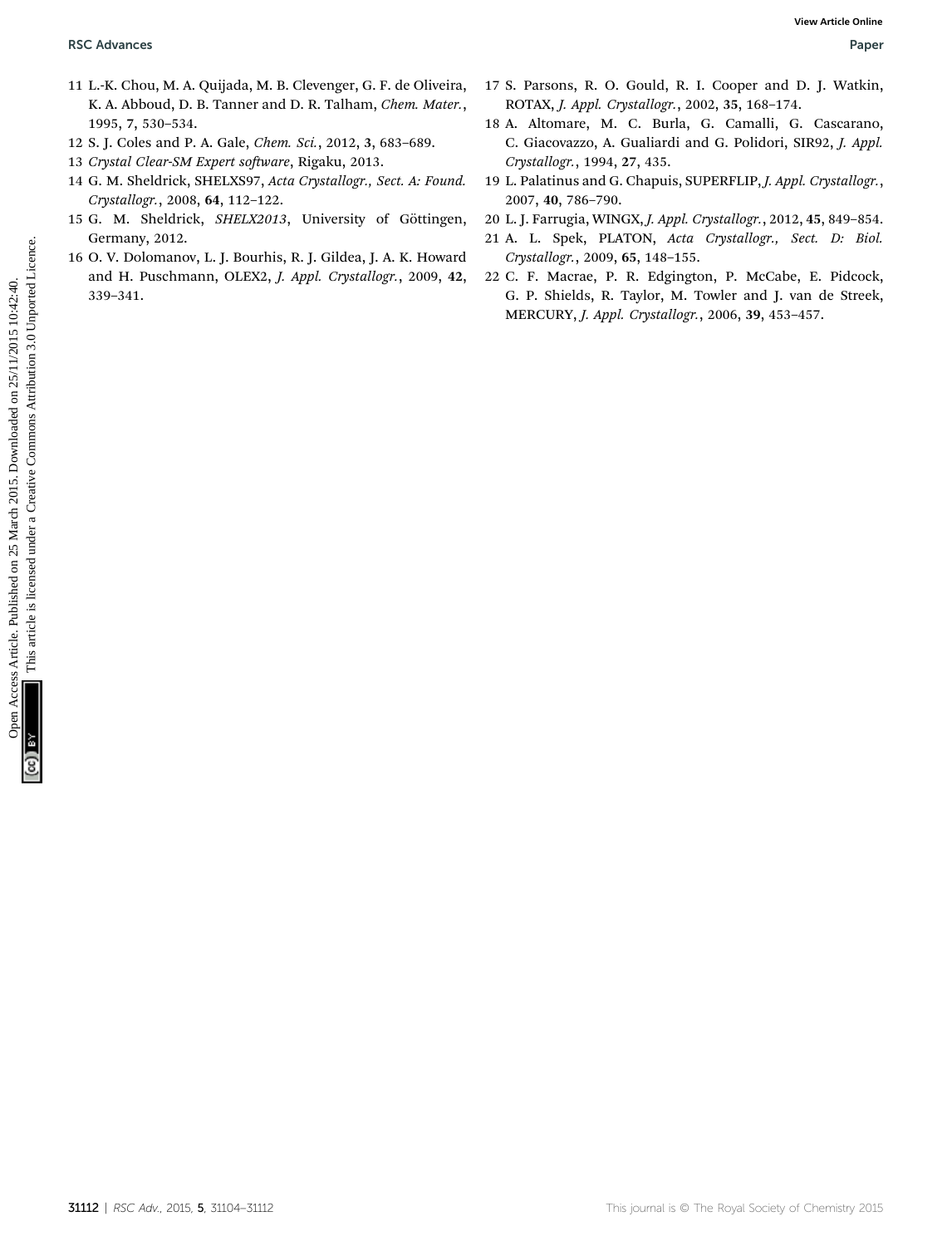11 L.-K. Chou, M. A. Quijada, M. B. Clevenger, G. F. de Oliveira, K. A. Abboud, D. B. Tanner and D. R. Talham, *Chem. Mater.*, 1995, **7**, 530–534.

12 S. J. Coles and P. A. Gale, *Chem. Sci.*, 2012, **3**, 683–689.

13 *Crystal Clear-SM Expert software*, Rigaku, 2013.

14 G. M. Sheldrick, SHELXS97, *Acta Crystallogr., Sect. A: Found. Crystallogr.*, 2008, **64**, 112–122.

15 G. M. Sheldrick, *SHELX2013*, University of Göttingen, Germany, 2012.

16 O. V. Dolomanov, L. J. Bourhis, R. J. Gildea, J. A. K. Howard and H. Puschmann, OLEX2, *J. Appl. Crystallogr.*, 2009, **42**, 339–341.

17 S. Parsons, R. O. Gould, R. I. Cooper and D. J. Watkin, ROTAX, *J. Appl. Crystallogr.*, 2002, **35**, 168–174.

18 A. Altomare, M. C. Burla, G. Camalli, G. Cascarano, C. Giacovazzo, A. Gualiardi and G. Polidori, SIR92, *J. Appl. Crystallogr.*, 1994, **27**, 435.

19 L. Palatinus and G. Chapuis, SUPERFLIP, *J. Appl. Crystallogr.*, 2007, **40**, 786–790.

20 L. J. Farrugia, WINGX, *J. Appl. Crystallogr.*, 2012, **45**, 849–854.

21 A. L. Spek, PLATON, *Acta Crystallogr., Sect. D: Biol. Crystallogr.*, 2009, **65**, 148–155.

22 C. F. Macrae, P. R. Edgington, P. McCabe, E. Pidcock, G. P. Shields, R. Taylor, M. Towler and J. van de Streek, MERCURY, *J. Appl. Crystallogr.*, 2006, **39**, 453–457.